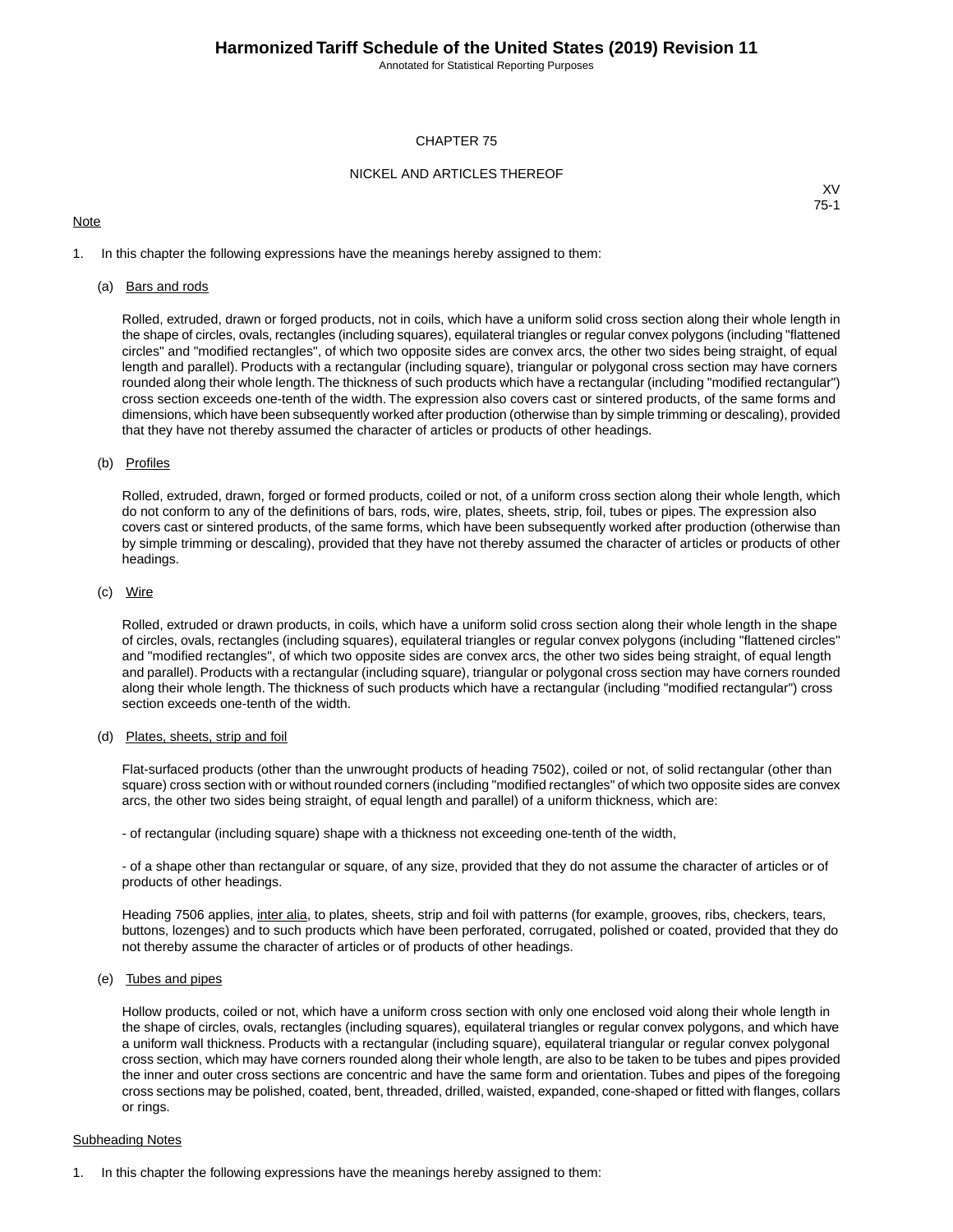# CHAPTER 75

## NICKEL AND ARTICLES THEREOF

XV
75-1

Note

1. In this chapter the following expressions have the meanings hereby assigned to them:

   (a) Bars and rods

   Rolled, extruded, drawn or forged products, not in coils, which have a uniform solid cross section along their whole length in the shape of circles, ovals, rectangles (including squares), equilateral triangles or regular convex polygons (including "flattened circles" and "modified rectangles", of which two opposite sides are convex arcs, the other two sides being straight, of equal length and parallel). Products with a rectangular (including square), triangular or polygonal cross section may have corners rounded along their whole length. The thickness of such products which have a rectangular (including "modified rectangular") cross section exceeds one-tenth of the width. The expression also covers cast or sintered products, of the same forms and dimensions, which have been subsequently worked after production (otherwise than by simple trimming or descaling), provided that they have not thereby assumed the character of articles or products of other headings.

   (b) Profiles

   Rolled, extruded, drawn, forged or formed products, coiled or not, of a uniform cross section along their whole length, which do not conform to any of the definitions of bars, rods, wire, plates, sheets, strip, foil, tubes or pipes. The expression also covers cast or sintered products, of the same forms, which have been subsequently worked after production (otherwise than by simple trimming or descaling), provided that they have not thereby assumed the character of articles or products of other headings.

   (c) Wire

   Rolled, extruded or drawn products, in coils, which have a uniform solid cross section along their whole length in the shape of circles, ovals, rectangles (including squares), equilateral triangles or regular convex polygons (including "flattened circles" and "modified rectangles", of which two opposite sides are convex arcs, the other two sides being straight, of equal length and parallel). Products with a rectangular (including square), triangular or polygonal cross section may have corners rounded along their whole length. The thickness of such products which have a rectangular (including "modified rectangular") cross section exceeds one-tenth of the width.

   (d) Plates, sheets, strip and foil

   Flat-surfaced products (other than the unwrought products of heading 7502), coiled or not, of solid rectangular (other than square) cross section with or without rounded corners (including "modified rectangles" of which two opposite sides are convex arcs, the other two sides being straight, of equal length and parallel) of a uniform thickness, which are:

   - of rectangular (including square) shape with a thickness not exceeding one-tenth of the width,

   - of a shape other than rectangular or square, of any size, provided that they do not assume the character of articles or of products of other headings.

   Heading 7506 applies, inter alia, to plates, sheets, strip and foil with patterns (for example, grooves, ribs, checkers, tears, buttons, lozenges) and to such products which have been perforated, corrugated, polished or coated, provided that they do not thereby assume the character of articles or of products of other headings.

   (e) Tubes and pipes

   Hollow products, coiled or not, which have a uniform cross section with only one enclosed void along their whole length in the shape of circles, ovals, rectangles (including squares), equilateral triangles or regular convex polygons, and which have a uniform wall thickness. Products with a rectangular (including square), equilateral triangular or regular convex polygonal cross section, which may have corners rounded along their whole length, are also to be taken to be tubes and pipes provided the inner and outer cross sections are concentric and have the same form and orientation. Tubes and pipes of the foregoing cross sections may be polished, coated, bent, threaded, drilled, waisted, expanded, cone-shaped or fitted with flanges, collars or rings.

Subheading Notes

1. In this chapter the following expressions have the meanings hereby assigned to them: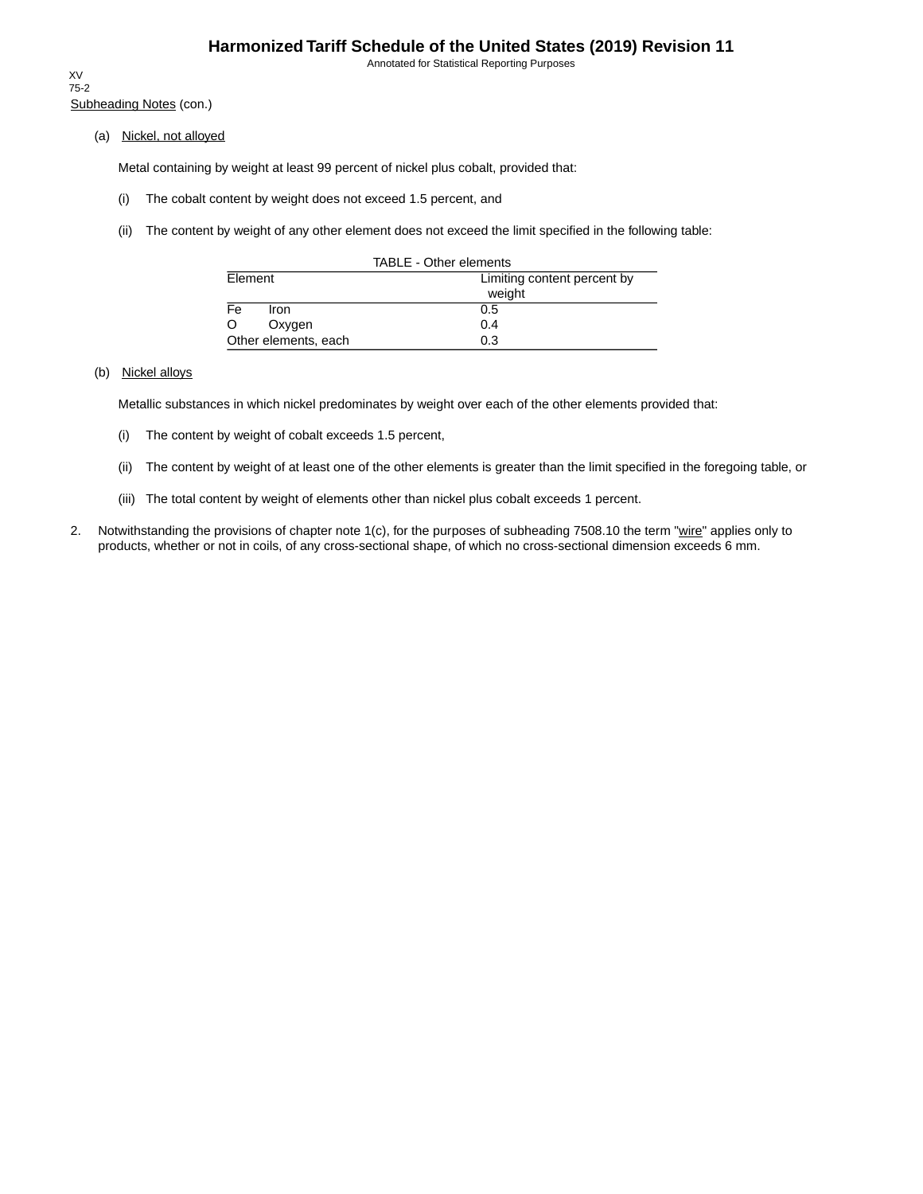Subheading Notes (con.)

(a) Nickel, not alloyed

Metal containing by weight at least 99 percent of nickel plus cobalt, provided that:

(i) The cobalt content by weight does not exceed 1.5 percent, and

(ii) The content by weight of any other element does not exceed the limit specified in the following table:

TABLE - Other elements

| Element | Limiting content percent by weight |
|---|---|
| Fe Iron | 0.5 |
| O Oxygen | 0.4 |
| Other elements, each | 0.3 |

(b) Nickel alloys

Metallic substances in which nickel predominates by weight over each of the other elements provided that:

(i) The content by weight of cobalt exceeds 1.5 percent,

(ii) The content by weight of at least one of the other elements is greater than the limit specified in the foregoing table, or

(iii) The total content by weight of elements other than nickel plus cobalt exceeds 1 percent.

2. Notwithstanding the provisions of chapter note 1(c), for the purposes of subheading 7508.10 the term "wire" applies only to products, whether or not in coils, of any cross-sectional shape, of which no cross-sectional dimension exceeds 6 mm.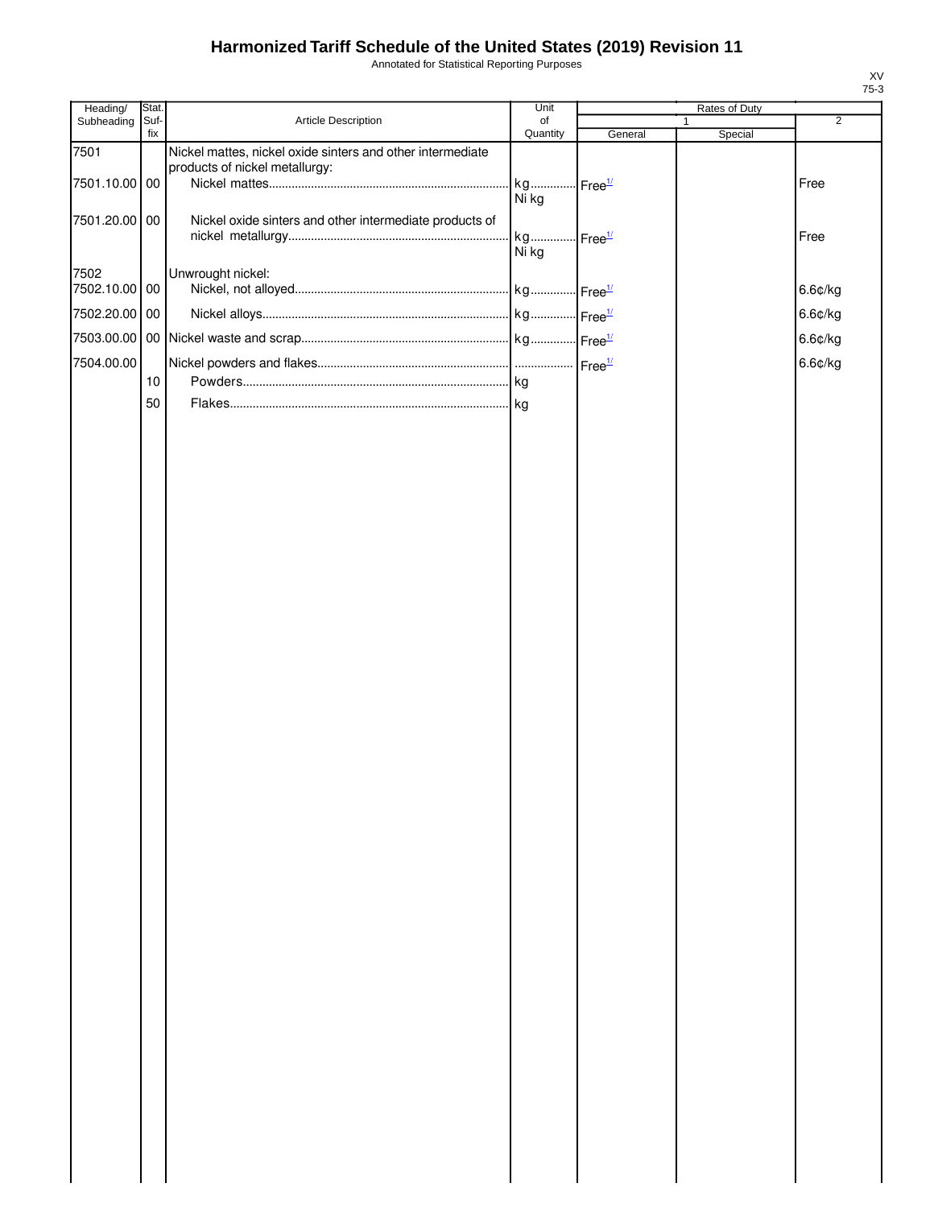# Harmonized Tariff Schedule of the United States (2019) Revision 11

Annotated for Statistical Reporting Purposes

| Heading/ Subheading | Stat. Suf-fix | Article Description | Unit of Quantity | Rates of Duty 1 General | Special | 2 |
|---|---|---|---|---|---|---|
| 7501 | | Nickel mattes, nickel oxide sinters and other intermediate products of nickel metallurgy: | | | | |
| 7501.10.00 | 00 | Nickel mattes | kg Ni kg | Free[1/] | | Free |
| 7501.20.00 | 00 | Nickel oxide sinters and other intermediate products of nickel metallurgy | kg Ni kg | Free[1/] | | Free |
| 7502 | | Unwrought nickel: | | | | |
| 7502.10.00 | 00 | Nickel, not alloyed | kg | Free[1/] | | 6.6¢/kg |
| 7502.20.00 | 00 | Nickel alloys | kg | Free[1/] | | 6.6¢/kg |
| 7503.00.00 | 00 | Nickel waste and scrap | kg | Free[1/] | | 6.6¢/kg |
| 7504.00.00 | | Nickel powders and flakes | | Free[1/] | | 6.6¢/kg |
| | 10 | Powders | kg | | | |
| | 50 | Flakes | kg | | | |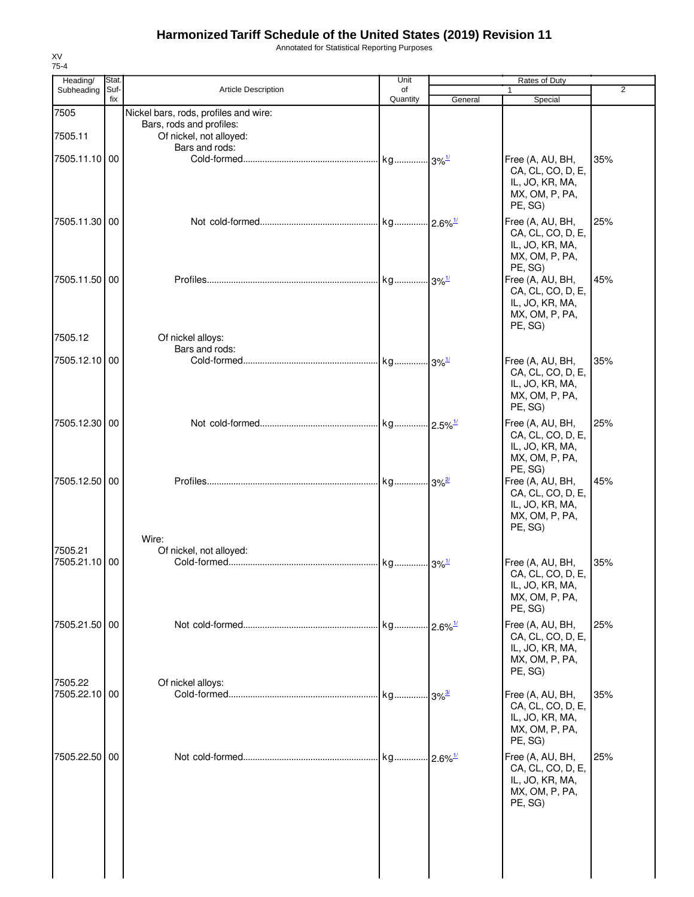# Harmonized Tariff Schedule of the United States (2019) Revision 11

Annotated for Statistical Reporting Purposes

XV
75-4

| Heading/ Subheading | Stat. Suf- fix | Article Description | Unit of Quantity | Rates of Duty 1 General | Rates of Duty 1 Special | Rates of Duty 2 |
|---|---|---|---|---|---|---|
| 7505 | | Nickel bars, rods, profiles and wire: | | | | |
| | | Bars, rods and profiles: | | | | |
| 7505.11 | | Of nickel, not alloyed: | | | | |
| | | Bars and rods: | | | | |
| 7505.11.10 | 00 | Cold-formed | kg | 3%[1/] | Free (A, AU, BH, CA, CL, CO, D, E, IL, JO, KR, MA, MX, OM, P, PA, PE, SG) | 35% |
| 7505.11.30 | 00 | Not cold-formed | kg | 2.6%[1/] | Free (A, AU, BH, CA, CL, CO, D, E, IL, JO, KR, MA, MX, OM, P, PA, PE, SG) | 25% |
| 7505.11.50 | 00 | Profiles | kg | 3%[1/] | Free (A, AU, BH, CA, CL, CO, D, E, IL, JO, KR, MA, MX, OM, P, PA, PE, SG) | 45% |
| 7505.12 | | Of nickel alloys: | | | | |
| | | Bars and rods: | | | | |
| 7505.12.10 | 00 | Cold-formed | kg | 3%[1/] | Free (A, AU, BH, CA, CL, CO, D, E, IL, JO, KR, MA, MX, OM, P, PA, PE, SG) | 35% |
| 7505.12.30 | 00 | Not cold-formed | kg | 2.5%[1/] | Free (A, AU, BH, CA, CL, CO, D, E, IL, JO, KR, MA, MX, OM, P, PA, PE, SG) | 25% |
| 7505.12.50 | 00 | Profiles | kg | 3%[2/] | Free (A, AU, BH, CA, CL, CO, D, E, IL, JO, KR, MA, MX, OM, P, PA, PE, SG) | 45% |
| | | Wire: | | | | |
| 7505.21 | | Of nickel, not alloyed: | | | | |
| 7505.21.10 | 00 | Cold-formed | kg | 3%[1/] | Free (A, AU, BH, CA, CL, CO, D, E, IL, JO, KR, MA, MX, OM, P, PA, PE, SG) | 35% |
| 7505.21.50 | 00 | Not cold-formed | kg | 2.6%[1/] | Free (A, AU, BH, CA, CL, CO, D, E, IL, JO, KR, MA, MX, OM, P, PA, PE, SG) | 25% |
| 7505.22 | | Of nickel alloys: | | | | |
| 7505.22.10 | 00 | Cold-formed | kg | 3%[3/] | Free (A, AU, BH, CA, CL, CO, D, E, IL, JO, KR, MA, MX, OM, P, PA, PE, SG) | 35% |
| 7505.22.50 | 00 | Not cold-formed | kg | 2.6%[1/] | Free (A, AU, BH, CA, CL, CO, D, E, IL, JO, KR, MA, MX, OM, P, PA, PE, SG) | 25% |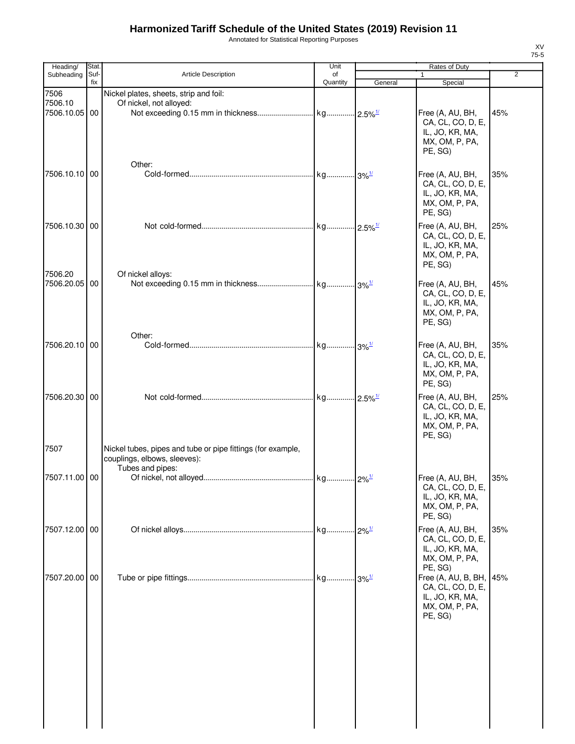# Harmonized Tariff Schedule of the United States (2019) Revision 11

Annotated for Statistical Reporting Purposes

XV
75-5

| Heading/ Subheading | Stat. Suf- fix | Article Description | Unit of Quantity | Rates of Duty 1 General | Special | 2 |
|---|---|---|---|---|---|---|
| 7506 | | Nickel plates, sheets, strip and foil: | | | | |
| 7506.10 | | Of nickel, not alloyed: | | | | |
| 7506.10.05 | 00 | Not exceeding 0.15 mm in thickness | kg | 2.5%[1/] | Free (A, AU, BH, CA, CL, CO, D, E, IL, JO, KR, MA, MX, OM, P, PA, PE, SG) | 45% |
| | | Other: | | | | |
| 7506.10.10 | 00 | Cold-formed | kg | 3%[1/] | Free (A, AU, BH, CA, CL, CO, D, E, IL, JO, KR, MA, MX, OM, P, PA, PE, SG) | 35% |
| 7506.10.30 | 00 | Not cold-formed | kg | 2.5%[1/] | Free (A, AU, BH, CA, CL, CO, D, E, IL, JO, KR, MA, MX, OM, P, PA, PE, SG) | 25% |
| 7506.20 | | Of nickel alloys: | | | | |
| 7506.20.05 | 00 | Not exceeding 0.15 mm in thickness | kg | 3%[1/] | Free (A, AU, BH, CA, CL, CO, D, E, IL, JO, KR, MA, MX, OM, P, PA, PE, SG) | 45% |
| | | Other: | | | | |
| 7506.20.10 | 00 | Cold-formed | kg | 3%[1/] | Free (A, AU, BH, CA, CL, CO, D, E, IL, JO, KR, MA, MX, OM, P, PA, PE, SG) | 35% |
| 7506.20.30 | 00 | Not cold-formed | kg | 2.5%[1/] | Free (A, AU, BH, CA, CL, CO, D, E, IL, JO, KR, MA, MX, OM, P, PA, PE, SG) | 25% |
| 7507 | | Nickel tubes, pipes and tube or pipe fittings (for example, couplings, elbows, sleeves): | | | | |
| | | Tubes and pipes: | | | | |
| 7507.11.00 | 00 | Of nickel, not alloyed | kg | 2%[1/] | Free (A, AU, BH, CA, CL, CO, D, E, IL, JO, KR, MA, MX, OM, P, PA, PE, SG) | 35% |
| 7507.12.00 | 00 | Of nickel alloys | kg | 2%[1/] | Free (A, AU, BH, CA, CL, CO, D, E, IL, JO, KR, MA, MX, OM, P, PA, PE, SG) | 35% |
| 7507.20.00 | 00 | Tube or pipe fittings | kg | 3%[1/] | Free (A, AU, B, BH, CA, CL, CO, D, E, IL, JO, KR, MA, MX, OM, P, PA, PE, SG) | 45% |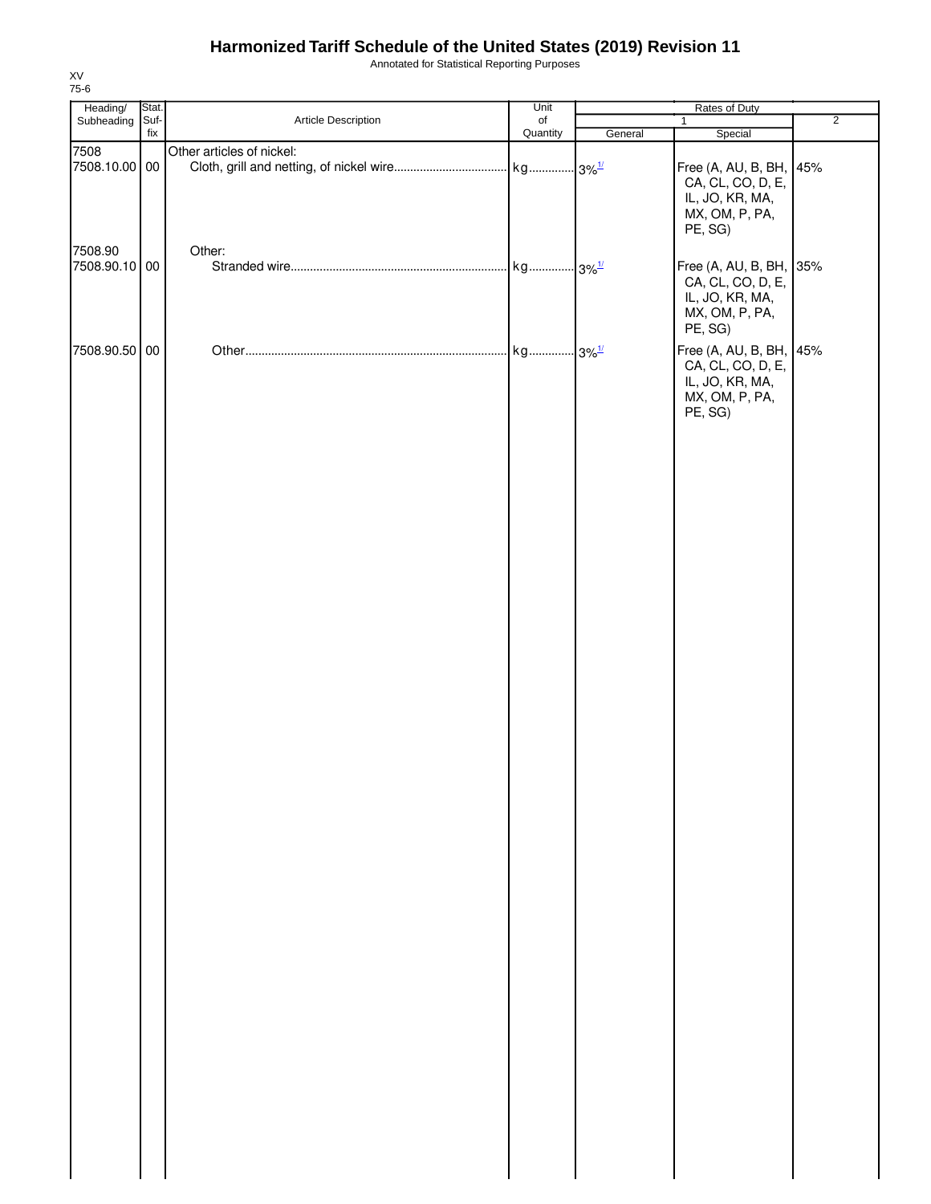# Harmonized Tariff Schedule of the United States (2019) Revision 11

Annotated for Statistical Reporting Purposes

XV
75-6

| Heading/ Subheading | Stat. Suf- fix | Article Description | Unit of Quantity | Rates of Duty 1 General | Rates of Duty 1 Special | Rates of Duty 2 |
|---|---|---|---|---|---|---|
| 7508 | | Other articles of nickel: | | | | |
| 7508.10.00 | 00 | Cloth, grill and netting, of nickel wire | kg | 3%[1/] | Free (A, AU, B, BH, CA, CL, CO, D, E, IL, JO, KR, MA, MX, OM, P, PA, PE, SG) | 45% |
| 7508.90 | | Other: | | | | |
| 7508.90.10 | 00 | Stranded wire | kg | 3%[1/] | Free (A, AU, B, BH, CA, CL, CO, D, E, IL, JO, KR, MA, MX, OM, P, PA, PE, SG) | 35% |
| 7508.90.50 | 00 | Other | kg | 3%[1/] | Free (A, AU, B, BH, CA, CL, CO, D, E, IL, JO, KR, MA, MX, OM, P, PA, PE, SG) | 45% |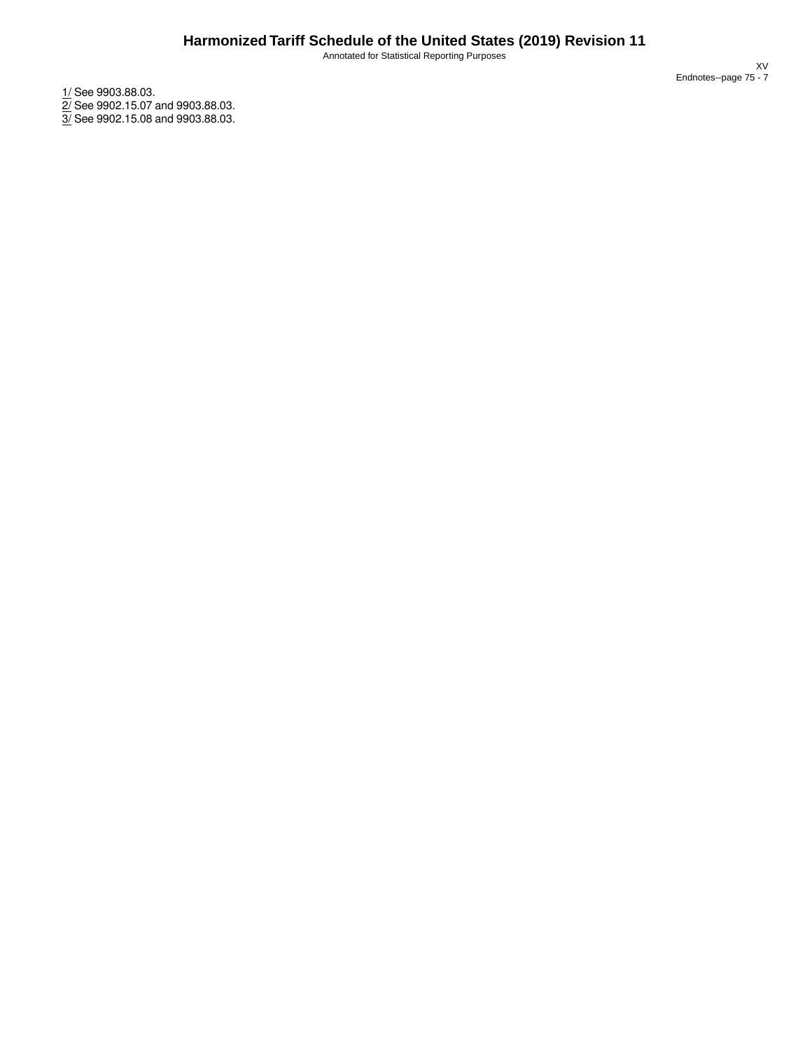1/ See 9903.88.03.
2/ See 9902.15.07 and 9903.88.03.
3/ See 9902.15.08 and 9903.88.03.